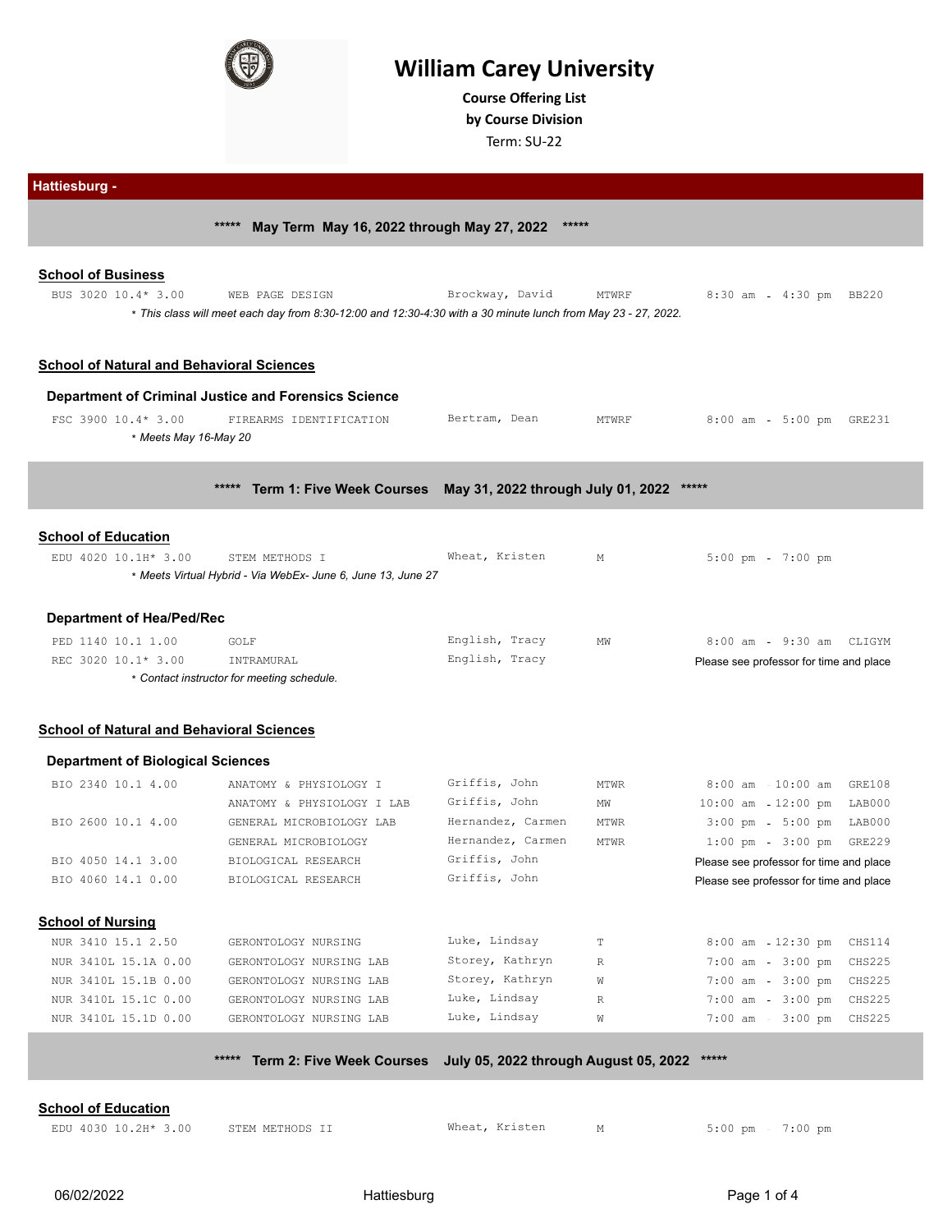# William Carey University

**Course Offering List**
**by Course Division**
Term: SU-22

## Hattiesburg -

### ***** May Term May 16, 2022 through May 27, 2022 *****

**School of Business**

| Course | Title | Instructor | Days | Time | Room |
|---|---|---|---|---|---|
| BUS 3020 10.4* 3.00 | WEB PAGE DESIGN | Brockway, David | MTWRF | 8:30 am - 4:30 pm | BB220 |

*This class will meet each day from 8:30-12:00 and 12:30-4:30 with a 30 minute lunch from May 23 - 27, 2022.*

**School of Natural and Behavioral Sciences**

**Department of Criminal Justice and Forensics Science**

| Course | Title | Instructor | Days | Time | Room |
|---|---|---|---|---|---|
| FSC 3900 10.4* 3.00 | FIREARMS IDENTIFICATION | Bertram, Dean | MTWRF | 8:00 am - 5:00 pm | GRE231 |

*Meets May 16-May 20*

### ***** Term 1: Five Week Courses May 31, 2022 through July 01, 2022 *****

**School of Education**

| Course | Title | Instructor | Days | Time | Room |
|---|---|---|---|---|---|
| EDU 4020 10.1H* 3.00 | STEM METHODS I | Wheat, Kristen | M | 5:00 pm - 7:00 pm | |

*Meets Virtual Hybrid - Via WebEx- June 6, June 13, June 27*

**Department of Hea/Ped/Rec**

| Course | Title | Instructor | Days | Time | Room |
|---|---|---|---|---|---|
| PED 1140 10.1 1.00 | GOLF | English, Tracy | MW | 8:00 am - 9:30 am | CLIGYM |
| REC 3020 10.1* 3.00 | INTRAMURAL | English, Tracy | | Please see professor for time and place | |

*Contact instructor for meeting schedule.*

**School of Natural and Behavioral Sciences**

**Department of Biological Sciences**

| Course | Title | Instructor | Days | Time | Room |
|---|---|---|---|---|---|
| BIO 2340 10.1 4.00 | ANATOMY & PHYSIOLOGY I | Griffis, John | MTWR | 8:00 am - 10:00 am | GRE108 |
| | ANATOMY & PHYSIOLOGY I LAB | Griffis, John | MW | 10:00 am - 12:00 pm | LAB000 |
| BIO 2600 10.1 4.00 | GENERAL MICROBIOLOGY LAB | Hernandez, Carmen | MTWR | 3:00 pm - 5:00 pm | LAB000 |
| | GENERAL MICROBIOLOGY | Hernandez, Carmen | MTWR | 1:00 pm - 3:00 pm | GRE229 |
| BIO 4050 14.1 3.00 | BIOLOGICAL RESEARCH | Griffis, John | | Please see professor for time and place | |
| BIO 4060 14.1 0.00 | BIOLOGICAL RESEARCH | Griffis, John | | Please see professor for time and place | |

**School of Nursing**

| Course | Title | Instructor | Days | Time | Room |
|---|---|---|---|---|---|
| NUR 3410 15.1 2.50 | GERONTOLOGY NURSING | Luke, Lindsay | T | 8:00 am - 12:30 pm | CHS114 |
| NUR 3410L 15.1A 0.00 | GERONTOLOGY NURSING LAB | Storey, Kathryn | R | 7:00 am - 3:00 pm | CHS225 |
| NUR 3410L 15.1B 0.00 | GERONTOLOGY NURSING LAB | Storey, Kathryn | W | 7:00 am - 3:00 pm | CHS225 |
| NUR 3410L 15.1C 0.00 | GERONTOLOGY NURSING LAB | Luke, Lindsay | R | 7:00 am - 3:00 pm | CHS225 |
| NUR 3410L 15.1D 0.00 | GERONTOLOGY NURSING LAB | Luke, Lindsay | W | 7:00 am - 3:00 pm | CHS225 |

### ***** Term 2: Five Week Courses July 05, 2022 through August 05, 2022 *****

**School of Education**

| Course | Title | Instructor | Days | Time | Room |
|---|---|---|---|---|---|
| EDU 4030 10.2H* 3.00 | STEM METHODS II | Wheat, Kristen | M | 5:00 pm - 7:00 pm | |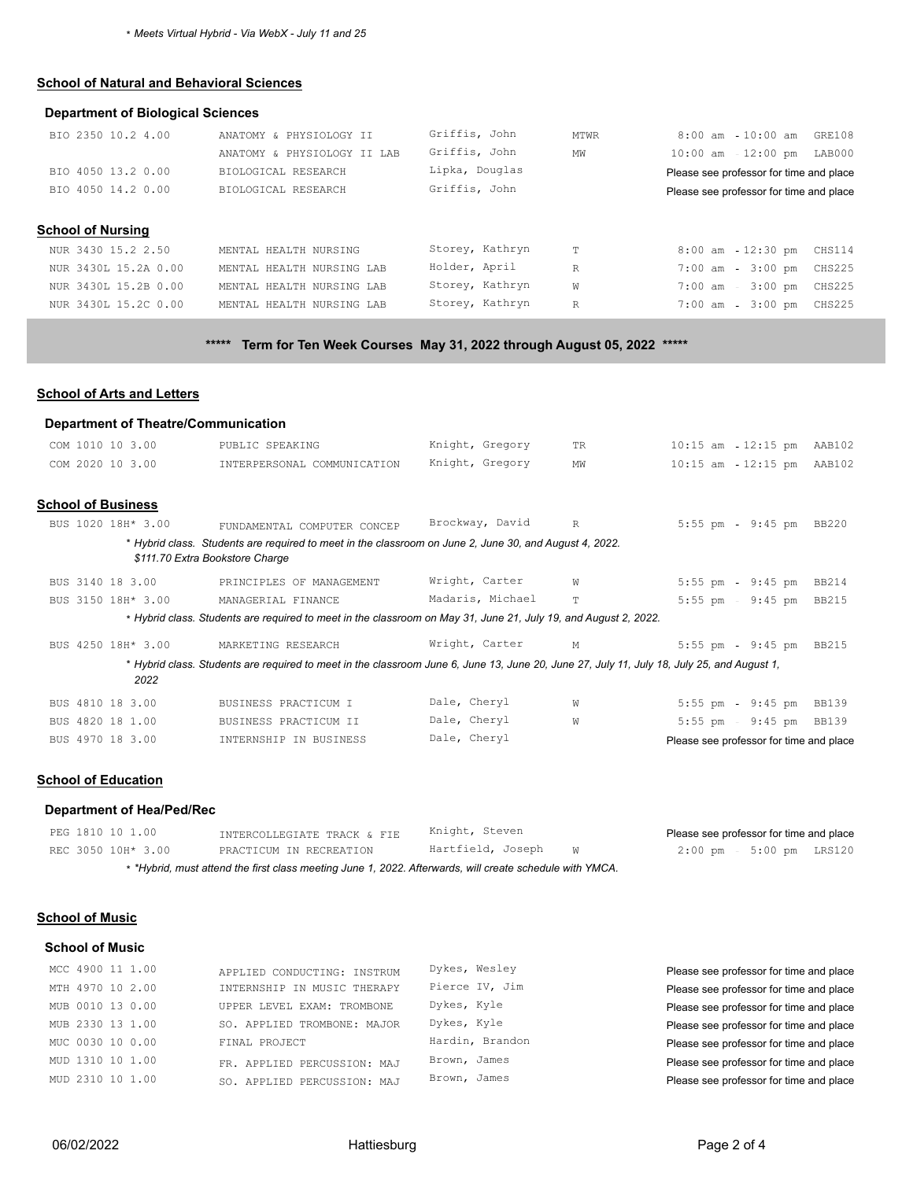\* *Meets Virtual Hybrid - Via WebX - July 11 and 25*

## School of Natural and Behavioral Sciences

### Department of Biological Sciences

| | | | | | |
|---|---|---|---|---|---|
| BIO 2350 10.2 4.00 | ANATOMY & PHYSIOLOGY II | Griffis, John | MTWR | 8:00 am - 10:00 am | GRE108 |
| | ANATOMY & PHYSIOLOGY II LAB | Griffis, John | MW | 10:00 am - 12:00 pm | LAB000 |
| BIO 4050 13.2 0.00 | BIOLOGICAL RESEARCH | Lipka, Douglas | | Please see professor for time and place | |
| BIO 4050 14.2 0.00 | BIOLOGICAL RESEARCH | Griffis, John | | Please see professor for time and place | |

## School of Nursing

| | | | | | |
|---|---|---|---|---|---|
| NUR 3430 15.2 2.50 | MENTAL HEALTH NURSING | Storey, Kathryn | T | 8:00 am - 12:30 pm | CHS114 |
| NUR 3430L 15.2A 0.00 | MENTAL HEALTH NURSING LAB | Holder, April | R | 7:00 am - 3:00 pm | CHS225 |
| NUR 3430L 15.2B 0.00 | MENTAL HEALTH NURSING LAB | Storey, Kathryn | W | 7:00 am - 3:00 pm | CHS225 |
| NUR 3430L 15.2C 0.00 | MENTAL HEALTH NURSING LAB | Storey, Kathryn | R | 7:00 am - 3:00 pm | CHS225 |

**\*\*\*\*\* Term for Ten Week Courses May 31, 2022 through August 05, 2022 \*\*\*\*\***

## School of Arts and Letters

### Department of Theatre/Communication

| | | | | | |
|---|---|---|---|---|---|
| COM 1010 10 3.00 | PUBLIC SPEAKING | Knight, Gregory | TR | 10:15 am - 12:15 pm | AAB102 |
| COM 2020 10 3.00 | INTERPERSONAL COMMUNICATION | Knight, Gregory | MW | 10:15 am - 12:15 pm | AAB102 |

## School of Business

| | | | | | |
|---|---|---|---|---|---|
| BUS 1020 18H* 3.00 | FUNDAMENTAL COMPUTER CONCEP | Brockway, David | R | 5:55 pm - 9:45 pm | BB220 |

\* *Hybrid class. Students are required to meet in the classroom on June 2, June 30, and August 4, 2022.*
*$111.70 Extra Bookstore Charge*

| | | | | | |
|---|---|---|---|---|---|
| BUS 3140 18 3.00 | PRINCIPLES OF MANAGEMENT | Wright, Carter | W | 5:55 pm - 9:45 pm | BB214 |
| BUS 3150 18H* 3.00 | MANAGERIAL FINANCE | Madaris, Michael | T | 5:55 pm - 9:45 pm | BB215 |

\* *Hybrid class. Students are required to meet in the classroom on May 31, June 21, July 19, and August 2, 2022.*

| | | | | | |
|---|---|---|---|---|---|
| BUS 4250 18H* 3.00 | MARKETING RESEARCH | Wright, Carter | M | 5:55 pm - 9:45 pm | BB215 |

\* *Hybrid class. Students are required to meet in the classroom June 6, June 13, June 20, June 27, July 11, July 18, July 25, and August 1, 2022*

| | | | | | |
|---|---|---|---|---|---|
| BUS 4810 18 3.00 | BUSINESS PRACTICUM I | Dale, Cheryl | W | 5:55 pm - 9:45 pm | BB139 |
| BUS 4820 18 1.00 | BUSINESS PRACTICUM II | Dale, Cheryl | W | 5:55 pm - 9:45 pm | BB139 |
| BUS 4970 18 3.00 | INTERNSHIP IN BUSINESS | Dale, Cheryl | | Please see professor for time and place | |

## School of Education

### Department of Hea/Ped/Rec

| | | | | | |
|---|---|---|---|---|---|
| PEG 1810 10 1.00 | INTERCOLLEGIATE TRACK & FIE | Knight, Steven | | Please see professor for time and place | |
| REC 3050 10H* 3.00 | PRACTICUM IN RECREATION | Hartfield, Joseph | W | 2:00 pm - 5:00 pm | LRS120 |

\* *\*Hybrid, must attend the first class meeting June 1, 2022. Afterwards, will create schedule with YMCA.*

## School of Music

### School of Music

| | | | | |
|---|---|---|---|---|
| MCC 4900 11 1.00 | APPLIED CONDUCTING: INSTRUM | Dykes, Wesley | | Please see professor for time and place |
| MTH 4970 10 2.00 | INTERNSHIP IN MUSIC THERAPY | Pierce IV, Jim | | Please see professor for time and place |
| MUB 0010 13 0.00 | UPPER LEVEL EXAM: TROMBONE | Dykes, Kyle | | Please see professor for time and place |
| MUB 2330 13 1.00 | SO. APPLIED TROMBONE: MAJOR | Dykes, Kyle | | Please see professor for time and place |
| MUC 0030 10 0.00 | FINAL PROJECT | Hardin, Brandon | | Please see professor for time and place |
| MUD 1310 10 1.00 | FR. APPLIED PERCUSSION: MAJ | Brown, James | | Please see professor for time and place |
| MUD 2310 10 1.00 | SO. APPLIED PERCUSSION: MAJ | Brown, James | | Please see professor for time and place |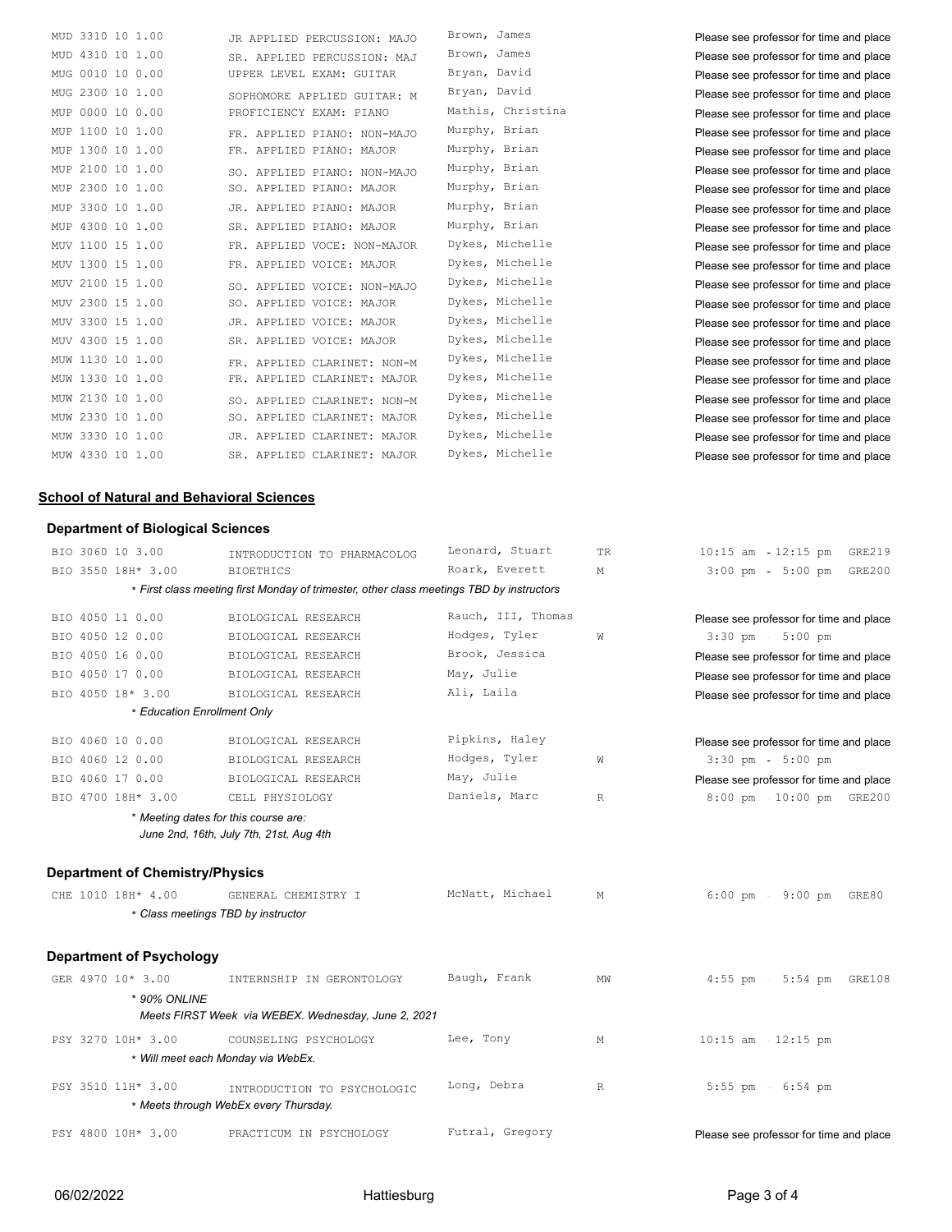| Course | Title | Instructor | Days | Time / Place |
|---|---|---|---|---|
| MUD 3310 10 1.00 | JR APPLIED PERCUSSION: MAJO | Brown, James | | Please see professor for time and place |
| MUD 4310 10 1.00 | SR. APPLIED PERCUSSION: MAJ | Brown, James | | Please see professor for time and place |
| MUG 0010 10 0.00 | UPPER LEVEL EXAM: GUITAR | Bryan, David | | Please see professor for time and place |
| MUG 2300 10 1.00 | SOPHOMORE APPLIED GUITAR: M | Bryan, David | | Please see professor for time and place |
| MUP 0000 10 0.00 | PROFICIENCY EXAM: PIANO | Mathis, Christina | | Please see professor for time and place |
| MUP 1100 10 1.00 | FR. APPLIED PIANO: NON-MAJO | Murphy, Brian | | Please see professor for time and place |
| MUP 1300 10 1.00 | FR. APPLIED PIANO: MAJOR | Murphy, Brian | | Please see professor for time and place |
| MUP 2100 10 1.00 | SO. APPLIED PIANO: NON-MAJO | Murphy, Brian | | Please see professor for time and place |
| MUP 2300 10 1.00 | SO. APPLIED PIANO: MAJOR | Murphy, Brian | | Please see professor for time and place |
| MUP 3300 10 1.00 | JR. APPLIED PIANO: MAJOR | Murphy, Brian | | Please see professor for time and place |
| MUP 4300 10 1.00 | SR. APPLIED PIANO: MAJOR | Murphy, Brian | | Please see professor for time and place |
| MUV 1100 15 1.00 | FR. APPLIED VOCE: NON-MAJOR | Dykes, Michelle | | Please see professor for time and place |
| MUV 1300 15 1.00 | FR. APPLIED VOICE: MAJOR | Dykes, Michelle | | Please see professor for time and place |
| MUV 2100 15 1.00 | SO. APPLIED VOICE: NON-MAJO | Dykes, Michelle | | Please see professor for time and place |
| MUV 2300 15 1.00 | SO. APPLIED VOICE: MAJOR | Dykes, Michelle | | Please see professor for time and place |
| MUV 3300 15 1.00 | JR. APPLIED VOICE: MAJOR | Dykes, Michelle | | Please see professor for time and place |
| MUV 4300 15 1.00 | SR. APPLIED VOICE: MAJOR | Dykes, Michelle | | Please see professor for time and place |
| MUW 1130 10 1.00 | FR. APPLIED CLARINET: NON-M | Dykes, Michelle | | Please see professor for time and place |
| MUW 1330 10 1.00 | FR. APPLIED CLARINET: MAJOR | Dykes, Michelle | | Please see professor for time and place |
| MUW 2130 10 1.00 | SO. APPLIED CLARINET: NON-M | Dykes, Michelle | | Please see professor for time and place |
| MUW 2330 10 1.00 | SO. APPLIED CLARINET: MAJOR | Dykes, Michelle | | Please see professor for time and place |
| MUW 3330 10 1.00 | JR. APPLIED CLARINET: MAJOR | Dykes, Michelle | | Please see professor for time and place |
| MUW 4330 10 1.00 | SR. APPLIED CLARINET: MAJOR | Dykes, Michelle | | Please see professor for time and place |

## School of Natural and Behavioral Sciences

### Department of Biological Sciences

| Course | Title | Instructor | Days | Time / Place |
|---|---|---|---|---|
| BIO 3060 10 3.00 | INTRODUCTION TO PHARMACOLOG | Leonard, Stuart | TR | 10:15 am - 12:15 pm GRE219 |
| BIO 3550 18H* 3.00 | BIOETHICS | Roark, Everett | M | 3:00 pm - 5:00 pm GRE200 |

*\* First class meeting first Monday of trimester, other class meetings TBD by instructors*

| Course | Title | Instructor | Days | Time / Place |
|---|---|---|---|---|
| BIO 4050 11 0.00 | BIOLOGICAL RESEARCH | Rauch, III, Thomas | | Please see professor for time and place |
| BIO 4050 12 0.00 | BIOLOGICAL RESEARCH | Hodges, Tyler | W | 3:30 pm - 5:00 pm |
| BIO 4050 16 0.00 | BIOLOGICAL RESEARCH | Brook, Jessica | | Please see professor for time and place |
| BIO 4050 17 0.00 | BIOLOGICAL RESEARCH | May, Julie | | Please see professor for time and place |
| BIO 4050 18* 3.00 | BIOLOGICAL RESEARCH | Ali, Laila | | Please see professor for time and place |

*\* Education Enrollment Only*

| Course | Title | Instructor | Days | Time / Place |
|---|---|---|---|---|
| BIO 4060 10 0.00 | BIOLOGICAL RESEARCH | Pipkins, Haley | | Please see professor for time and place |
| BIO 4060 12 0.00 | BIOLOGICAL RESEARCH | Hodges, Tyler | W | 3:30 pm - 5:00 pm |
| BIO 4060 17 0.00 | BIOLOGICAL RESEARCH | May, Julie | | Please see professor for time and place |
| BIO 4700 18H* 3.00 | CELL PHYSIOLOGY | Daniels, Marc | R | 8:00 pm - 10:00 pm GRE200 |

*\* Meeting dates for this course are:*
*June 2nd, 16th, July 7th, 21st, Aug 4th*

### Department of Chemistry/Physics

| Course | Title | Instructor | Days | Time / Place |
|---|---|---|---|---|
| CHE 1010 18H* 4.00 | GENERAL CHEMISTRY I | McNatt, Michael | M | 6:00 pm - 9:00 pm GRE80 |

*\* Class meetings TBD by instructor*

### Department of Psychology

| Course | Title | Instructor | Days | Time / Place |
|---|---|---|---|---|
| GER 4970 10* 3.00 | INTERNSHIP IN GERONTOLOGY | Baugh, Frank | MW | 4:55 pm - 5:54 pm GRE108 |

*\* 90% ONLINE*
*Meets FIRST Week via WEBEX. Wednesday, June 2, 2021*

| Course | Title | Instructor | Days | Time / Place |
|---|---|---|---|---|
| PSY 3270 10H* 3.00 | COUNSELING PSYCHOLOGY | Lee, Tony | M | 10:15 am - 12:15 pm |

*\* Will meet each Monday via WebEx.*

| Course | Title | Instructor | Days | Time / Place |
|---|---|---|---|---|
| PSY 3510 11H* 3.00 | INTRODUCTION TO PSYCHOLOGIC | Long, Debra | R | 5:55 pm - 6:54 pm |

*\* Meets through WebEx every Thursday.*

| Course | Title | Instructor | Days | Time / Place |
|---|---|---|---|---|
| PSY 4800 10H* 3.00 | PRACTICUM IN PSYCHOLOGY | Futral, Gregory | | Please see professor for time and place |

06/02/2022 Hattiesburg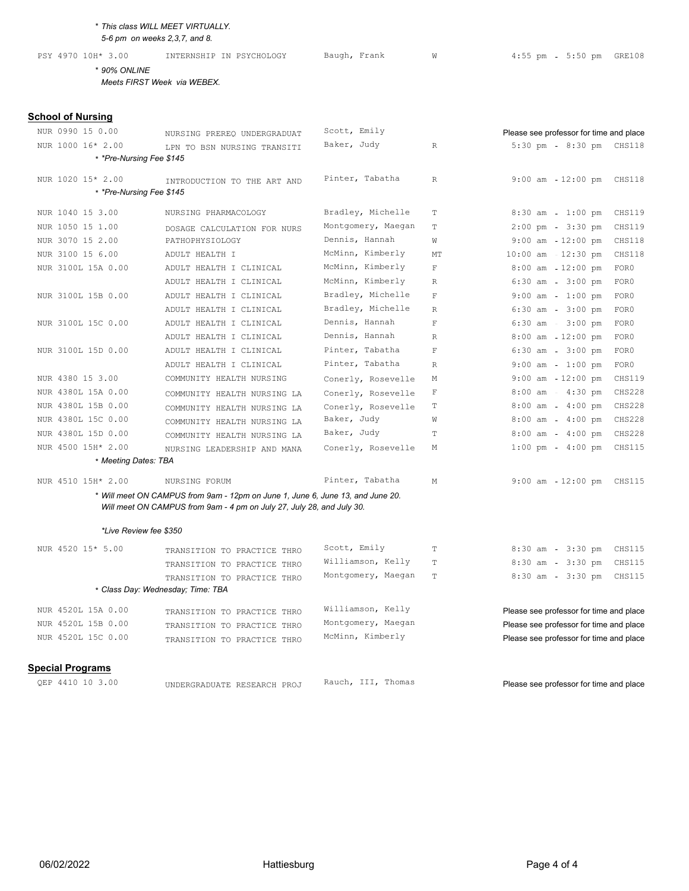* *This class WILL MEET VIRTUALLY.*
*5-6 pm on weeks 2,3,7, and 8.*

| | | | | | |
|---|---|---|---|---|---|
| PSY 4970 10H* 3.00 | INTERNSHIP IN PSYCHOLOGY | Baugh, Frank | W | 4:55 pm - 5:50 pm | GRE108 |

* *90% ONLINE*
*Meets FIRST Week via WEBEX.*

## School of Nursing

| | | | | | |
|---|---|---|---|---|---|
| NUR 0990 15 0.00 | NURSING PREREQ UNDERGRADUAT | Scott, Emily | | Please see professor for time and place | |
| NUR 1000 16* 2.00 | LPN TO BSN NURSING TRANSITI | Baker, Judy | R | 5:30 pm - 8:30 pm | CHS118 |
| * *\*Pre-Nursing Fee $145* | | | | | |
| NUR 1020 15* 2.00 | INTRODUCTION TO THE ART AND | Pinter, Tabatha | R | 9:00 am - 12:00 pm | CHS118 |
| * *\*Pre-Nursing Fee $145* | | | | | |
| NUR 1040 15 3.00 | NURSING PHARMACOLOGY | Bradley, Michelle | T | 8:30 am - 1:00 pm | CHS119 |
| NUR 1050 15 1.00 | DOSAGE CALCULATION FOR NURS | Montgomery, Maegan | T | 2:00 pm - 3:30 pm | CHS119 |
| NUR 3070 15 2.00 | PATHOPHYSIOLOGY | Dennis, Hannah | W | 9:00 am - 12:00 pm | CHS118 |
| NUR 3100 15 6.00 | ADULT HEALTH I | McMinn, Kimberly | MT | 10:00 am - 12:30 pm | CHS118 |
| NUR 3100L 15A 0.00 | ADULT HEALTH I CLINICAL | McMinn, Kimberly | F | 8:00 am - 12:00 pm | FOR0 |
| | ADULT HEALTH I CLINICAL | McMinn, Kimberly | R | 6:30 am - 3:00 pm | FOR0 |
| NUR 3100L 15B 0.00 | ADULT HEALTH I CLINICAL | Bradley, Michelle | F | 9:00 am - 1:00 pm | FOR0 |
| | ADULT HEALTH I CLINICAL | Bradley, Michelle | R | 6:30 am - 3:00 pm | FOR0 |
| NUR 3100L 15C 0.00 | ADULT HEALTH I CLINICAL | Dennis, Hannah | F | 6:30 am - 3:00 pm | FOR0 |
| | ADULT HEALTH I CLINICAL | Dennis, Hannah | R | 8:00 am - 12:00 pm | FOR0 |
| NUR 3100L 15D 0.00 | ADULT HEALTH I CLINICAL | Pinter, Tabatha | F | 6:30 am - 3:00 pm | FOR0 |
| | ADULT HEALTH I CLINICAL | Pinter, Tabatha | R | 9:00 am - 1:00 pm | FOR0 |
| NUR 4380 15 3.00 | COMMUNITY HEALTH NURSING | Conerly, Rosevelle | M | 9:00 am - 12:00 pm | CHS119 |
| NUR 4380L 15A 0.00 | COMMUNITY HEALTH NURSING LA | Conerly, Rosevelle | F | 8:00 am - 4:30 pm | CHS228 |
| NUR 4380L 15B 0.00 | COMMUNITY HEALTH NURSING LA | Conerly, Rosevelle | T | 8:00 am - 4:00 pm | CHS228 |
| NUR 4380L 15C 0.00 | COMMUNITY HEALTH NURSING LA | Baker, Judy | W | 8:00 am - 4:00 pm | CHS228 |
| NUR 4380L 15D 0.00 | COMMUNITY HEALTH NURSING LA | Baker, Judy | T | 8:00 am - 4:00 pm | CHS228 |
| NUR 4500 15H* 2.00 | NURSING LEADERSHIP AND MANA | Conerly, Rosevelle | M | 1:00 pm - 4:00 pm | CHS115 |
| * *Meeting Dates: TBA* | | | | | |
| NUR 4510 15H* 2.00 | NURSING FORUM | Pinter, Tabatha | M | 9:00 am - 12:00 pm | CHS115 |

* *Will meet ON CAMPUS from 9am - 12pm on June 1, June 6, June 13, and June 20.*
*Will meet ON CAMPUS from 9am - 4 pm on July 27, July 28, and July 30.*

*\*Live Review fee $350*

| | | | | | |
|---|---|---|---|---|---|
| NUR 4520 15* 5.00 | TRANSITION TO PRACTICE THRO | Scott, Emily | T | 8:30 am - 3:30 pm | CHS115 |
| | TRANSITION TO PRACTICE THRO | Williamson, Kelly | T | 8:30 am - 3:30 pm | CHS115 |
| | TRANSITION TO PRACTICE THRO | Montgomery, Maegan | T | 8:30 am - 3:30 pm | CHS115 |
| * *Class Day: Wednesday; Time: TBA* | | | | | |
| NUR 4520L 15A 0.00 | TRANSITION TO PRACTICE THRO | Williamson, Kelly | | Please see professor for time and place | |
| NUR 4520L 15B 0.00 | TRANSITION TO PRACTICE THRO | Montgomery, Maegan | | Please see professor for time and place | |
| NUR 4520L 15C 0.00 | TRANSITION TO PRACTICE THRO | McMinn, Kimberly | | Please see professor for time and place | |

## Special Programs

| | | | | | |
|---|---|---|---|---|---|
| QEP 4410 10 3.00 | UNDERGRADUATE RESEARCH PROJ | Rauch, III, Thomas | | Please see professor for time and place | |

06/02/2022 Hattiesburg